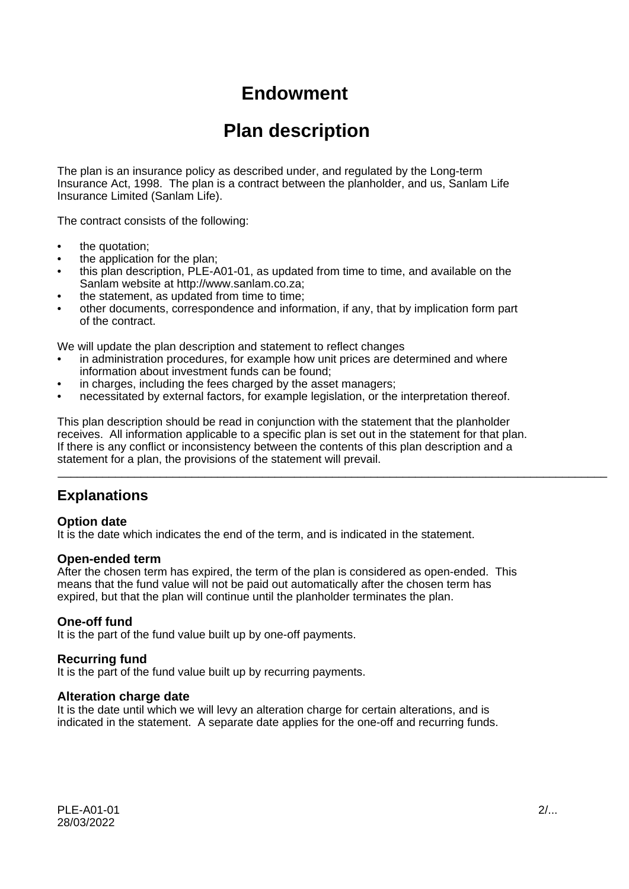# Endowment

# Plan description

The plan is an insurance policy as described under, and regulated by the Long-term Insurance Act, 1998. The plan is a contract between the planholder, and us, Sanlam Life Insurance Limited (Sanlam Life).

The contract consists of the following:

- the quotation;
- the application for the plan;
- this plan description, PLE-A01-01, as updated from time to time, and available on the Sanlam website at http://www.sanlam.co.za;
- the statement, as updated from time to time;
- other documents, correspondence and information, if any, that by implication form part of the contract.

We will update the plan description and statement to reflect changes

- in administration procedures, for example how unit prices are determined and where information about investment funds can be found;
- in charges, including the fees charged by the asset managers;
- necessitated by external factors, for example legislation, or the interpretation thereof.

This plan description should be read in conjunction with the statement that the planholder receives. All information applicable to a specific plan is set out in the statement for that plan. If there is any conflict or inconsistency between the contents of this plan description and a statement for a plan, the provisions of the statement will prevail.

---

## Explanations

### Option date

It is the date which indicates the end of the term, and is indicated in the statement.

### Open-ended term

After the chosen term has expired, the term of the plan is considered as open-ended. This means that the fund value will not be paid out automatically after the chosen term has expired, but that the plan will continue until the planholder terminates the plan.

### One-off fund

It is the part of the fund value built up by one-off payments.

### Recurring fund

It is the part of the fund value built up by recurring payments.

### Alteration charge date

It is the date until which we will levy an alteration charge for certain alterations, and is indicated in the statement. A separate date applies for the one-off and recurring funds.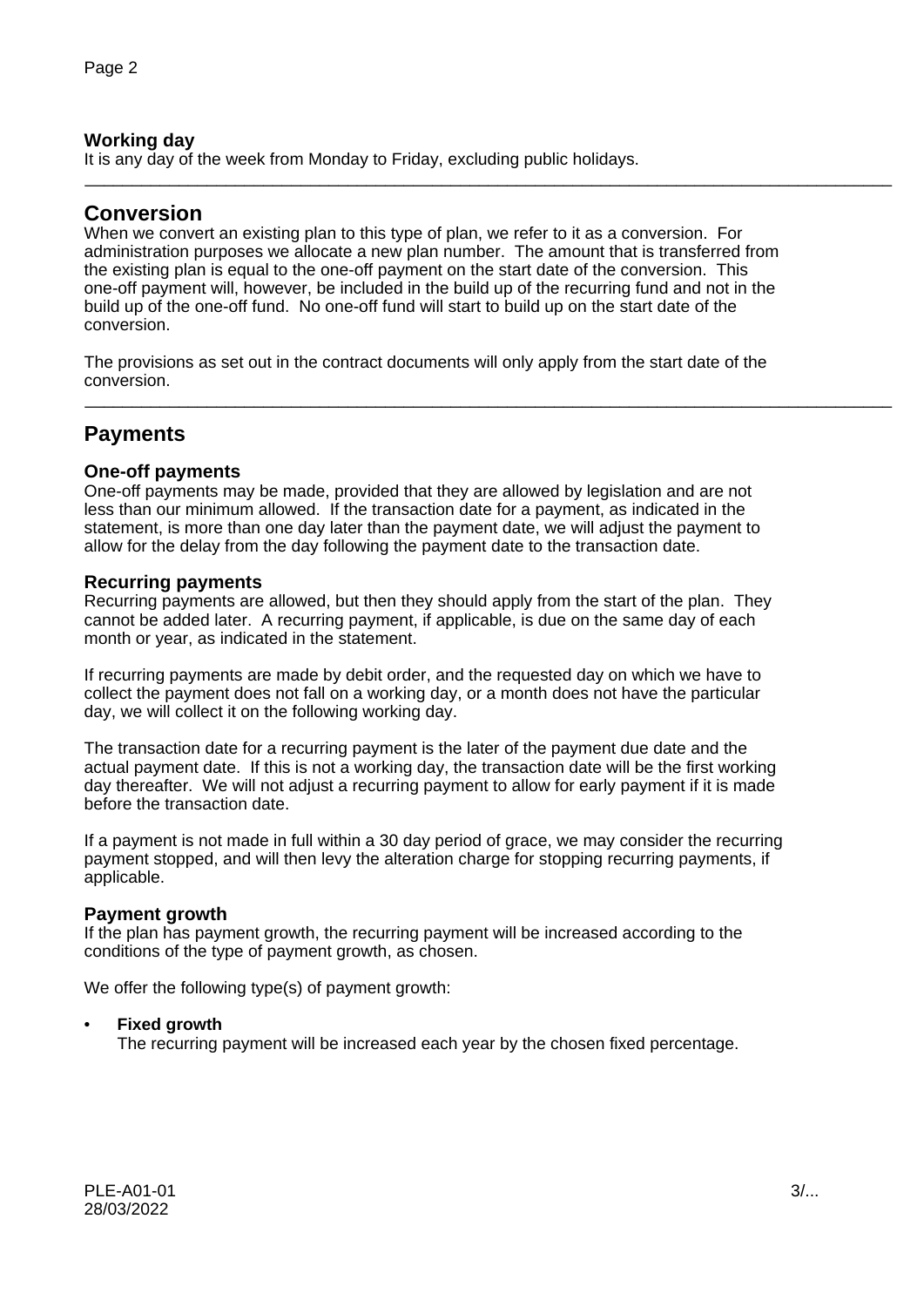### Working day

It is any day of the week from Monday to Friday, excluding public holidays.

---

## Conversion

When we convert an existing plan to this type of plan, we refer to it as a conversion. For administration purposes we allocate a new plan number. The amount that is transferred from the existing plan is equal to the one-off payment on the start date of the conversion. This one-off payment will, however, be included in the build up of the recurring fund and not in the build up of the one-off fund. No one-off fund will start to build up on the start date of the conversion.

The provisions as set out in the contract documents will only apply from the start date of the conversion.

---

## Payments

### One-off payments

One-off payments may be made, provided that they are allowed by legislation and are not less than our minimum allowed. If the transaction date for a payment, as indicated in the statement, is more than one day later than the payment date, we will adjust the payment to allow for the delay from the day following the payment date to the transaction date.

### Recurring payments

Recurring payments are allowed, but then they should apply from the start of the plan. They cannot be added later. A recurring payment, if applicable, is due on the same day of each month or year, as indicated in the statement.

If recurring payments are made by debit order, and the requested day on which we have to collect the payment does not fall on a working day, or a month does not have the particular day, we will collect it on the following working day.

The transaction date for a recurring payment is the later of the payment due date and the actual payment date. If this is not a working day, the transaction date will be the first working day thereafter. We will not adjust a recurring payment to allow for early payment if it is made before the transaction date.

If a payment is not made in full within a 30 day period of grace, we may consider the recurring payment stopped, and will then levy the alteration charge for stopping recurring payments, if applicable.

### Payment growth

If the plan has payment growth, the recurring payment will be increased according to the conditions of the type of payment growth, as chosen.

We offer the following type(s) of payment growth:

- **Fixed growth**
  The recurring payment will be increased each year by the chosen fixed percentage.

PLE-A01-01
28/03/2022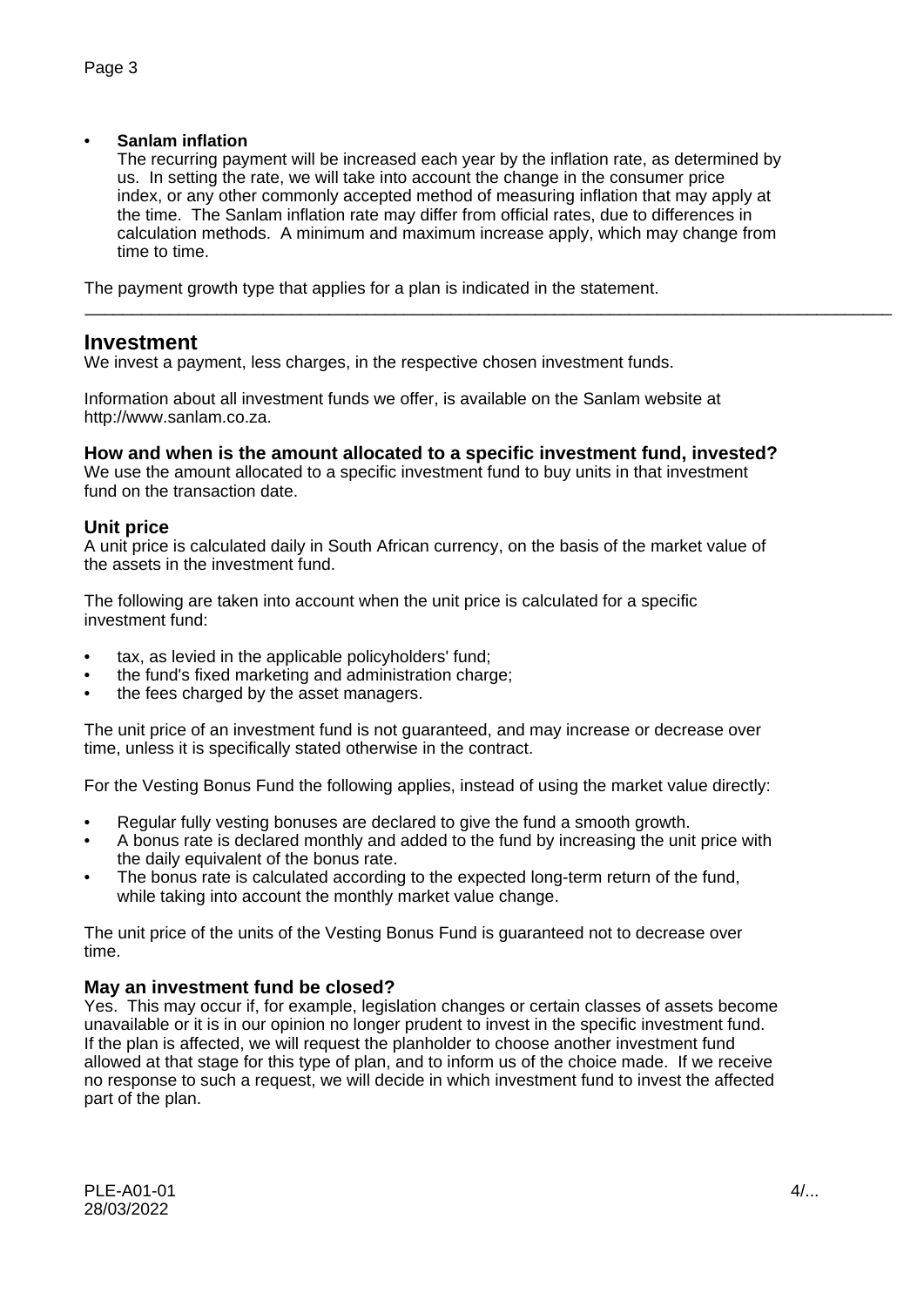- **Sanlam inflation**
  The recurring payment will be increased each year by the inflation rate, as determined by us. In setting the rate, we will take into account the change in the consumer price index, or any other commonly accepted method of measuring inflation that may apply at the time. The Sanlam inflation rate may differ from official rates, due to differences in calculation methods. A minimum and maximum increase apply, which may change from time to time.

The payment growth type that applies for a plan is indicated in the statement.

---

## Investment

We invest a payment, less charges, in the respective chosen investment funds.

Information about all investment funds we offer, is available on the Sanlam website at http://www.sanlam.co.za.

### How and when is the amount allocated to a specific investment fund, invested?

We use the amount allocated to a specific investment fund to buy units in that investment fund on the transaction date.

### Unit price

A unit price is calculated daily in South African currency, on the basis of the market value of the assets in the investment fund.

The following are taken into account when the unit price is calculated for a specific investment fund:

- tax, as levied in the applicable policyholders' fund;
- the fund's fixed marketing and administration charge;
- the fees charged by the asset managers.

The unit price of an investment fund is not guaranteed, and may increase or decrease over time, unless it is specifically stated otherwise in the contract.

For the Vesting Bonus Fund the following applies, instead of using the market value directly:

- Regular fully vesting bonuses are declared to give the fund a smooth growth.
- A bonus rate is declared monthly and added to the fund by increasing the unit price with the daily equivalent of the bonus rate.
- The bonus rate is calculated according to the expected long-term return of the fund, while taking into account the monthly market value change.

The unit price of the units of the Vesting Bonus Fund is guaranteed not to decrease over time.

### May an investment fund be closed?

Yes. This may occur if, for example, legislation changes or certain classes of assets become unavailable or it is in our opinion no longer prudent to invest in the specific investment fund. If the plan is affected, we will request the planholder to choose another investment fund allowed at that stage for this type of plan, and to inform us of the choice made. If we receive no response to such a request, we will decide in which investment fund to invest the affected part of the plan.

PLE-A01-01
28/03/2022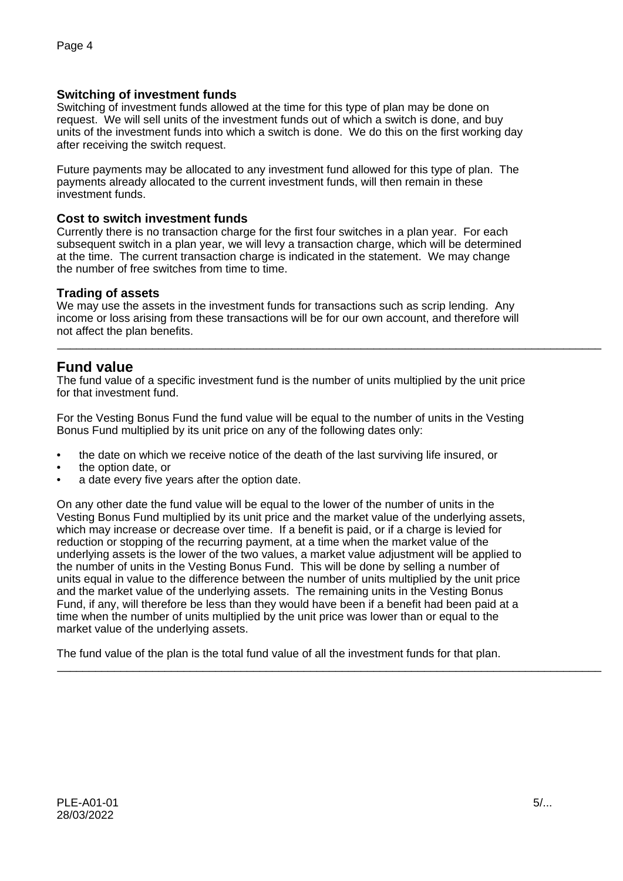### Switching of investment funds

Switching of investment funds allowed at the time for this type of plan may be done on request. We will sell units of the investment funds out of which a switch is done, and buy units of the investment funds into which a switch is done. We do this on the first working day after receiving the switch request.

Future payments may be allocated to any investment fund allowed for this type of plan. The payments already allocated to the current investment funds, will then remain in these investment funds.

### Cost to switch investment funds

Currently there is no transaction charge for the first four switches in a plan year. For each subsequent switch in a plan year, we will levy a transaction charge, which will be determined at the time. The current transaction charge is indicated in the statement. We may change the number of free switches from time to time.

### Trading of assets

We may use the assets in the investment funds for transactions such as scrip lending. Any income or loss arising from these transactions will be for our own account, and therefore will not affect the plan benefits.

---

## Fund value

The fund value of a specific investment fund is the number of units multiplied by the unit price for that investment fund.

For the Vesting Bonus Fund the fund value will be equal to the number of units in the Vesting Bonus Fund multiplied by its unit price on any of the following dates only:

- the date on which we receive notice of the death of the last surviving life insured, or
- the option date, or
- a date every five years after the option date.

On any other date the fund value will be equal to the lower of the number of units in the Vesting Bonus Fund multiplied by its unit price and the market value of the underlying assets, which may increase or decrease over time. If a benefit is paid, or if a charge is levied for reduction or stopping of the recurring payment, at a time when the market value of the underlying assets is the lower of the two values, a market value adjustment will be applied to the number of units in the Vesting Bonus Fund. This will be done by selling a number of units equal in value to the difference between the number of units multiplied by the unit price and the market value of the underlying assets. The remaining units in the Vesting Bonus Fund, if any, will therefore be less than they would have been if a benefit had been paid at a time when the number of units multiplied by the unit price was lower than or equal to the market value of the underlying assets.

The fund value of the plan is the total fund value of all the investment funds for that plan.

---

PLE-A01-01
28/03/2022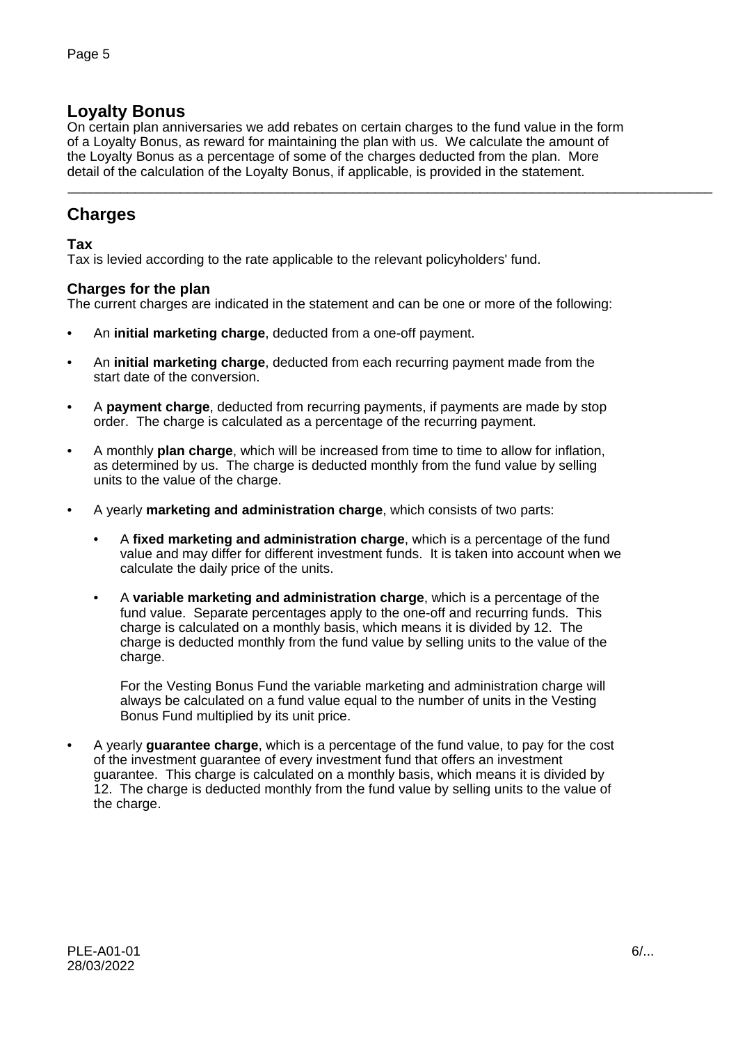## Loyalty Bonus

On certain plan anniversaries we add rebates on certain charges to the fund value in the form of a Loyalty Bonus, as reward for maintaining the plan with us. We calculate the amount of the Loyalty Bonus as a percentage of some of the charges deducted from the plan. More detail of the calculation of the Loyalty Bonus, if applicable, is provided in the statement.

---

## Charges

### Tax

Tax is levied according to the rate applicable to the relevant policyholders' fund.

### Charges for the plan

The current charges are indicated in the statement and can be one or more of the following:

- An **initial marketing charge**, deducted from a one-off payment.
- An **initial marketing charge**, deducted from each recurring payment made from the start date of the conversion.
- A **payment charge**, deducted from recurring payments, if payments are made by stop order. The charge is calculated as a percentage of the recurring payment.
- A monthly **plan charge**, which will be increased from time to time to allow for inflation, as determined by us. The charge is deducted monthly from the fund value by selling units to the value of the charge.
- A yearly **marketing and administration charge**, which consists of two parts:
    - A **fixed marketing and administration charge**, which is a percentage of the fund value and may differ for different investment funds. It is taken into account when we calculate the daily price of the units.
    - A **variable marketing and administration charge**, which is a percentage of the fund value. Separate percentages apply to the one-off and recurring funds. This charge is calculated on a monthly basis, which means it is divided by 12. The charge is deducted monthly from the fund value by selling units to the value of the charge.

      For the Vesting Bonus Fund the variable marketing and administration charge will always be calculated on a fund value equal to the number of units in the Vesting Bonus Fund multiplied by its unit price.
- A yearly **guarantee charge**, which is a percentage of the fund value, to pay for the cost of the investment guarantee of every investment fund that offers an investment guarantee. This charge is calculated on a monthly basis, which means it is divided by 12. The charge is deducted monthly from the fund value by selling units to the value of the charge.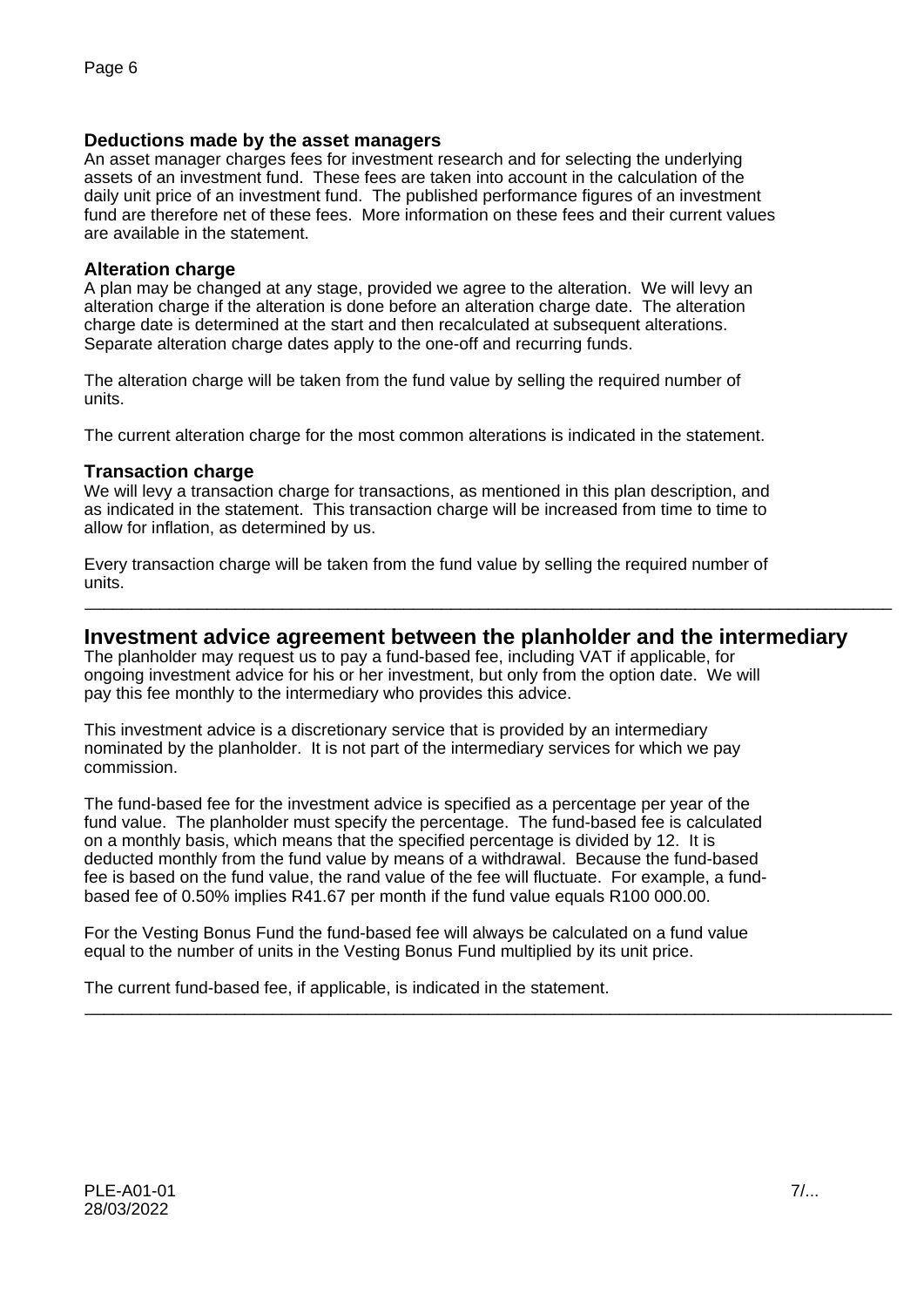### Deductions made by the asset managers

An asset manager charges fees for investment research and for selecting the underlying assets of an investment fund. These fees are taken into account in the calculation of the daily unit price of an investment fund. The published performance figures of an investment fund are therefore net of these fees. More information on these fees and their current values are available in the statement.

### Alteration charge

A plan may be changed at any stage, provided we agree to the alteration. We will levy an alteration charge if the alteration is done before an alteration charge date. The alteration charge date is determined at the start and then recalculated at subsequent alterations. Separate alteration charge dates apply to the one-off and recurring funds.

The alteration charge will be taken from the fund value by selling the required number of units.

The current alteration charge for the most common alterations is indicated in the statement.

### Transaction charge

We will levy a transaction charge for transactions, as mentioned in this plan description, and as indicated in the statement. This transaction charge will be increased from time to time to allow for inflation, as determined by us.

Every transaction charge will be taken from the fund value by selling the required number of units.

---

## Investment advice agreement between the planholder and the intermediary

The planholder may request us to pay a fund-based fee, including VAT if applicable, for ongoing investment advice for his or her investment, but only from the option date. We will pay this fee monthly to the intermediary who provides this advice.

This investment advice is a discretionary service that is provided by an intermediary nominated by the planholder. It is not part of the intermediary services for which we pay commission.

The fund-based fee for the investment advice is specified as a percentage per year of the fund value. The planholder must specify the percentage. The fund-based fee is calculated on a monthly basis, which means that the specified percentage is divided by 12. It is deducted monthly from the fund value by means of a withdrawal. Because the fund-based fee is based on the fund value, the rand value of the fee will fluctuate. For example, a fund-based fee of 0.50% implies R41.67 per month if the fund value equals R100 000.00.

For the Vesting Bonus Fund the fund-based fee will always be calculated on a fund value equal to the number of units in the Vesting Bonus Fund multiplied by its unit price.

The current fund-based fee, if applicable, is indicated in the statement.

---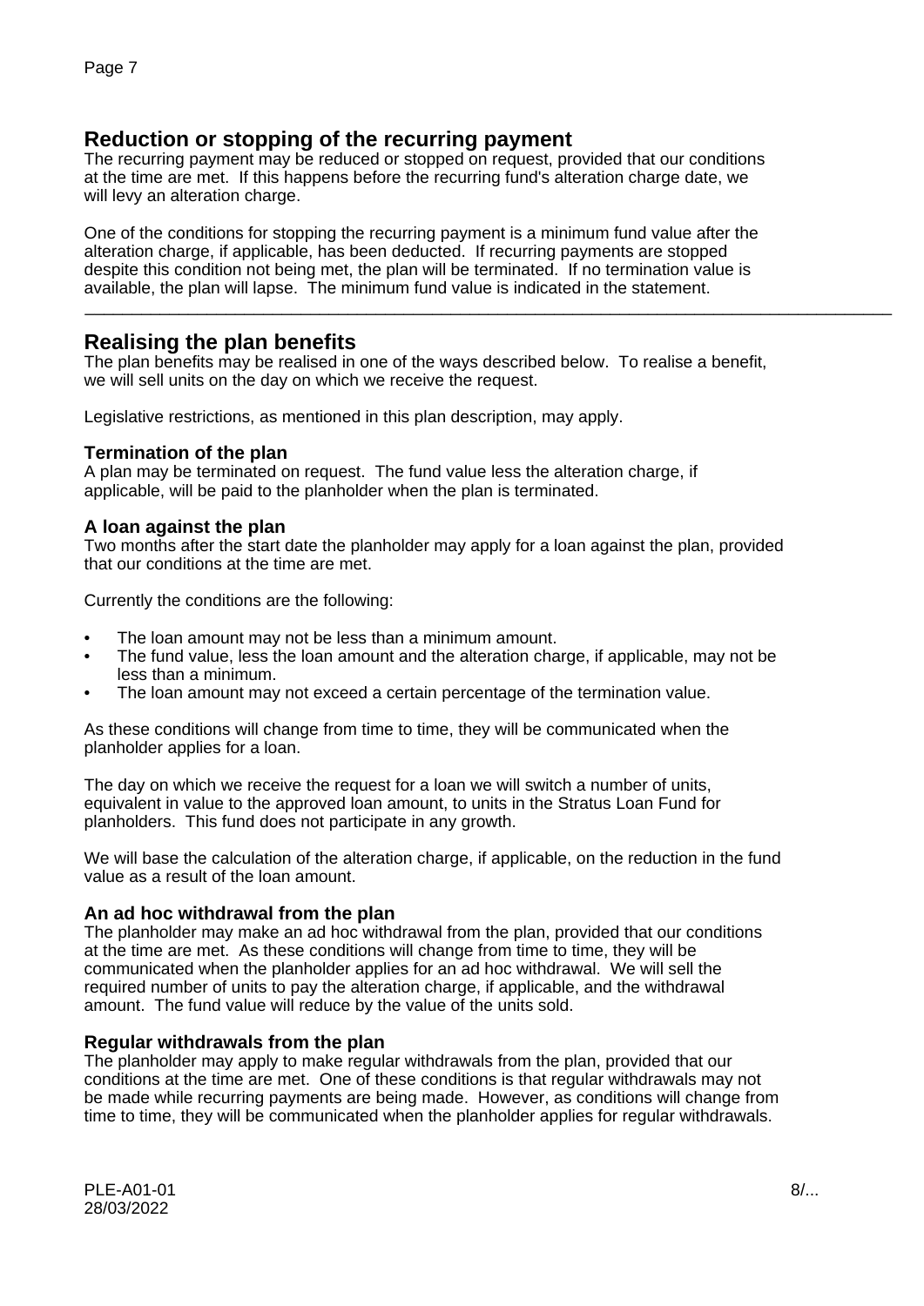## Reduction or stopping of the recurring payment

The recurring payment may be reduced or stopped on request, provided that our conditions at the time are met. If this happens before the recurring fund's alteration charge date, we will levy an alteration charge.

One of the conditions for stopping the recurring payment is a minimum fund value after the alteration charge, if applicable, has been deducted. If recurring payments are stopped despite this condition not being met, the plan will be terminated. If no termination value is available, the plan will lapse. The minimum fund value is indicated in the statement.

---

## Realising the plan benefits

The plan benefits may be realised in one of the ways described below. To realise a benefit, we will sell units on the day on which we receive the request.

Legislative restrictions, as mentioned in this plan description, may apply.

### Termination of the plan

A plan may be terminated on request. The fund value less the alteration charge, if applicable, will be paid to the planholder when the plan is terminated.

### A loan against the plan

Two months after the start date the planholder may apply for a loan against the plan, provided that our conditions at the time are met.

Currently the conditions are the following:

- The loan amount may not be less than a minimum amount.
- The fund value, less the loan amount and the alteration charge, if applicable, may not be less than a minimum.
- The loan amount may not exceed a certain percentage of the termination value.

As these conditions will change from time to time, they will be communicated when the planholder applies for a loan.

The day on which we receive the request for a loan we will switch a number of units, equivalent in value to the approved loan amount, to units in the Stratus Loan Fund for planholders. This fund does not participate in any growth.

We will base the calculation of the alteration charge, if applicable, on the reduction in the fund value as a result of the loan amount.

### An ad hoc withdrawal from the plan

The planholder may make an ad hoc withdrawal from the plan, provided that our conditions at the time are met. As these conditions will change from time to time, they will be communicated when the planholder applies for an ad hoc withdrawal. We will sell the required number of units to pay the alteration charge, if applicable, and the withdrawal amount. The fund value will reduce by the value of the units sold.

### Regular withdrawals from the plan

The planholder may apply to make regular withdrawals from the plan, provided that our conditions at the time are met. One of these conditions is that regular withdrawals may not be made while recurring payments are being made. However, as conditions will change from time to time, they will be communicated when the planholder applies for regular withdrawals.

PLE-A01-01
28/03/2022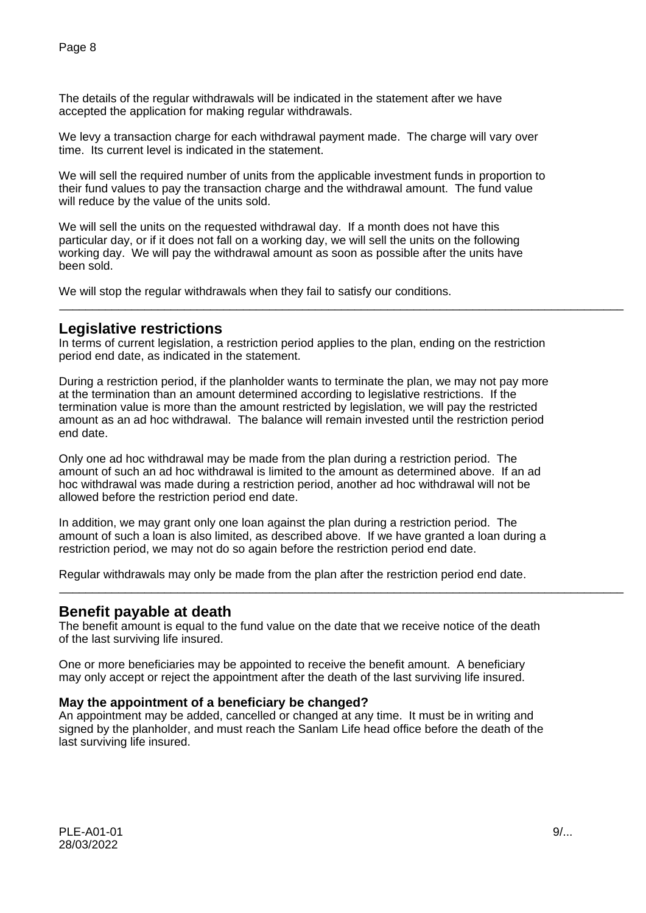The details of the regular withdrawals will be indicated in the statement after we have accepted the application for making regular withdrawals.

We levy a transaction charge for each withdrawal payment made. The charge will vary over time. Its current level is indicated in the statement.

We will sell the required number of units from the applicable investment funds in proportion to their fund values to pay the transaction charge and the withdrawal amount. The fund value will reduce by the value of the units sold.

We will sell the units on the requested withdrawal day. If a month does not have this particular day, or if it does not fall on a working day, we will sell the units on the following working day. We will pay the withdrawal amount as soon as possible after the units have been sold.

We will stop the regular withdrawals when they fail to satisfy our conditions.

---

## Legislative restrictions

In terms of current legislation, a restriction period applies to the plan, ending on the restriction period end date, as indicated in the statement.

During a restriction period, if the planholder wants to terminate the plan, we may not pay more at the termination than an amount determined according to legislative restrictions. If the termination value is more than the amount restricted by legislation, we will pay the restricted amount as an ad hoc withdrawal. The balance will remain invested until the restriction period end date.

Only one ad hoc withdrawal may be made from the plan during a restriction period. The amount of such an ad hoc withdrawal is limited to the amount as determined above. If an ad hoc withdrawal was made during a restriction period, another ad hoc withdrawal will not be allowed before the restriction period end date.

In addition, we may grant only one loan against the plan during a restriction period. The amount of such a loan is also limited, as described above. If we have granted a loan during a restriction period, we may not do so again before the restriction period end date.

Regular withdrawals may only be made from the plan after the restriction period end date.

---

## Benefit payable at death

The benefit amount is equal to the fund value on the date that we receive notice of the death of the last surviving life insured.

One or more beneficiaries may be appointed to receive the benefit amount. A beneficiary may only accept or reject the appointment after the death of the last surviving life insured.

### May the appointment of a beneficiary be changed?

An appointment may be added, cancelled or changed at any time. It must be in writing and signed by the planholder, and must reach the Sanlam Life head office before the death of the last surviving life insured.

PLE-A01-01
28/03/2022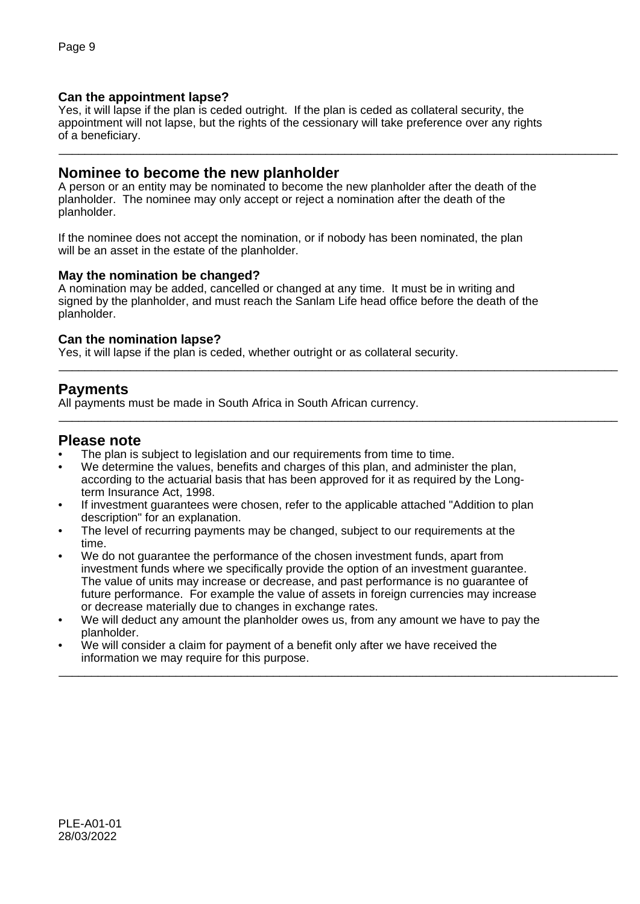### Can the appointment lapse?

Yes, it will lapse if the plan is ceded outright. If the plan is ceded as collateral security, the appointment will not lapse, but the rights of the cessionary will take preference over any rights of a beneficiary.

---

## Nominee to become the new planholder

A person or an entity may be nominated to become the new planholder after the death of the planholder. The nominee may only accept or reject a nomination after the death of the planholder.

If the nominee does not accept the nomination, or if nobody has been nominated, the plan will be an asset in the estate of the planholder.

### May the nomination be changed?

A nomination may be added, cancelled or changed at any time. It must be in writing and signed by the planholder, and must reach the Sanlam Life head office before the death of the planholder.

### Can the nomination lapse?

Yes, it will lapse if the plan is ceded, whether outright or as collateral security.

---

## Payments

All payments must be made in South Africa in South African currency.

---

## Please note

- The plan is subject to legislation and our requirements from time to time.
- We determine the values, benefits and charges of this plan, and administer the plan, according to the actuarial basis that has been approved for it as required by the Long-term Insurance Act, 1998.
- If investment guarantees were chosen, refer to the applicable attached "Addition to plan description" for an explanation.
- The level of recurring payments may be changed, subject to our requirements at the time.
- We do not guarantee the performance of the chosen investment funds, apart from investment funds where we specifically provide the option of an investment guarantee. The value of units may increase or decrease, and past performance is no guarantee of future performance. For example the value of assets in foreign currencies may increase or decrease materially due to changes in exchange rates.
- We will deduct any amount the planholder owes us, from any amount we have to pay the planholder.
- We will consider a claim for payment of a benefit only after we have received the information we may require for this purpose.

---

PLE-A01-01
28/03/2022